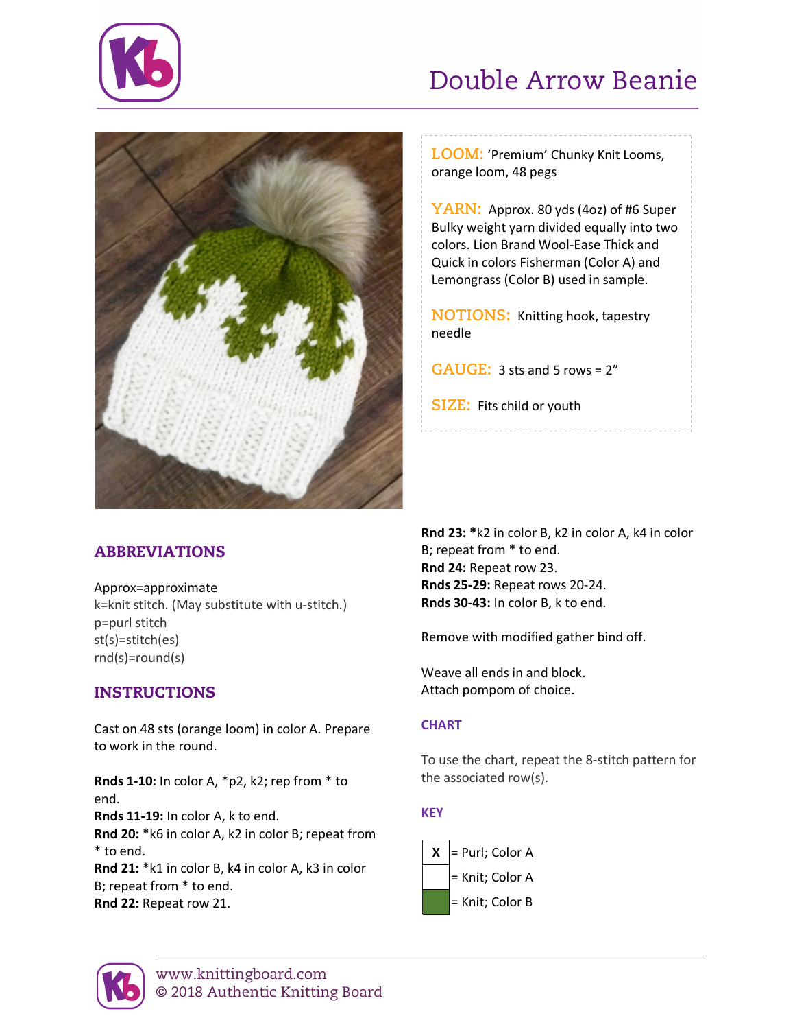# Double Arrow Beanie

**LOOM:** 'Premium' Chunky Knit Looms, orange loom, 48 pegs

**YARN:** Approx. 80 yds (4oz) of #6 Super Bulky weight yarn divided equally into two colors. Lion Brand Wool-Ease Thick and Quick in colors Fisherman (Color A) and Lemongrass (Color B) used in sample.

**NOTIONS:** Knitting hook, tapestry needle

**GAUGE:** 3 sts and 5 rows = 2"

**SIZE:** Fits child or youth

## ABBREVIATIONS

Approx=approximate
k=knit stitch. (May substitute with u-stitch.)
p=purl stitch
st(s)=stitch(es)
rnd(s)=round(s)

## INSTRUCTIONS

Cast on 48 sts (orange loom) in color A. Prepare to work in the round.

**Rnds 1-10:** In color A, *p2, k2; rep from * to end.
**Rnds 11-19:** In color A, k to end.
**Rnd 20:** *k6 in color A, k2 in color B; repeat from * to end.
**Rnd 21:** *k1 in color B, k4 in color A, k3 in color B; repeat from * to end.
**Rnd 22:** Repeat row 21.
**Rnd 23:** *k2 in color B, k2 in color A, k4 in color B; repeat from * to end.
**Rnd 24:** Repeat row 23.
**Rnds 25-29:** Repeat rows 20-24.
**Rnds 30-43:** In color B, k to end.

Remove with modified gather bind off.

Weave all ends in and block.
Attach pompom of choice.

### CHART

To use the chart, repeat the 8-stitch pattern for the associated row(s).

### KEY

| Symbol | Meaning |
|---|---|
| X | = Purl; Color A |
| (blank) | = Knit; Color A |
| (green) | = Knit; Color B |

www.knittingboard.com
© 2018 Authentic Knitting Board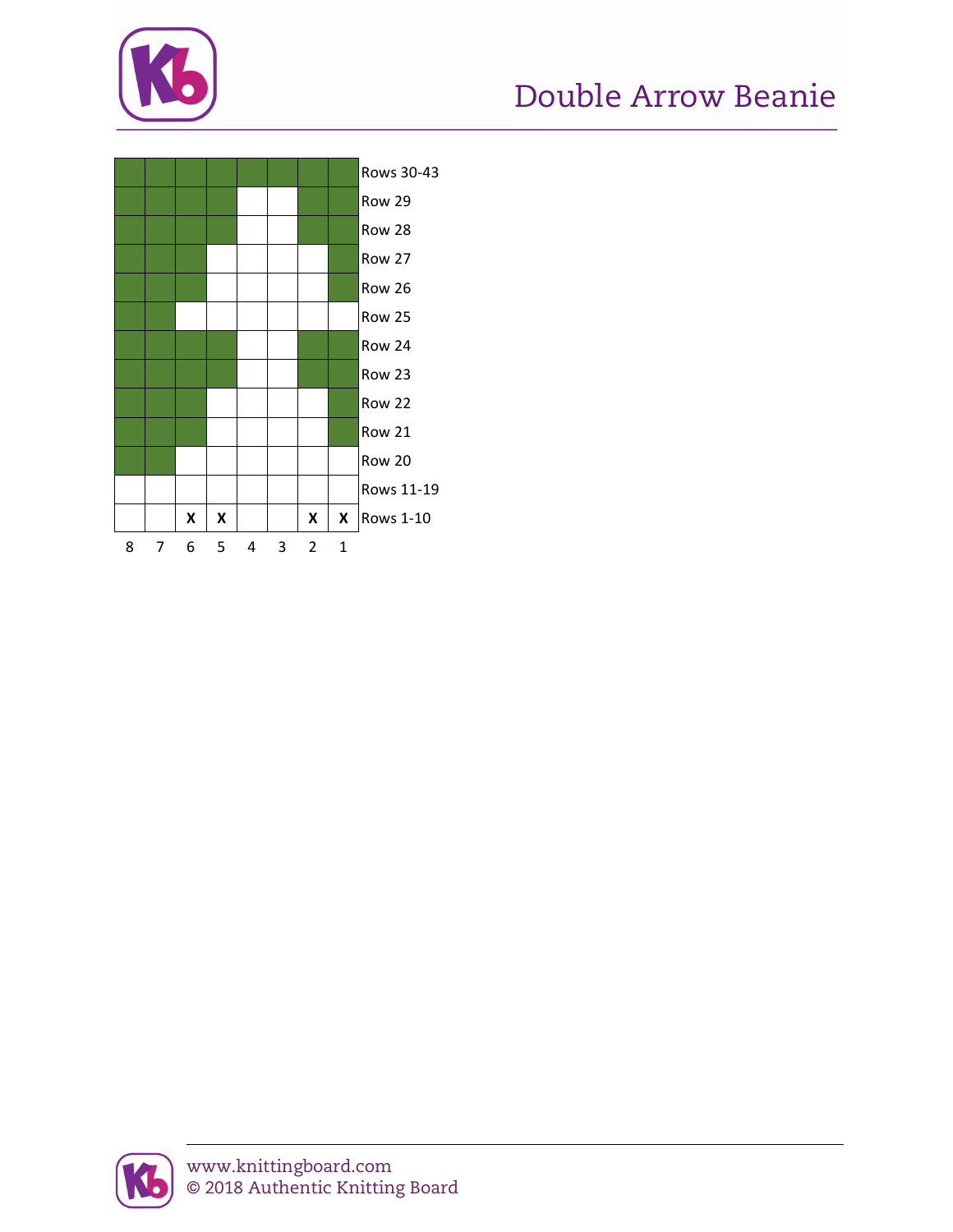Rows 30-43

Row 29

Row 28

Row 27

Row 26

Row 25

Row 24

Row 23

Row 22

Row 21

Row 20

Rows 11-19

X X X X Rows 1-10

8 7 6 5 4 3 2 1